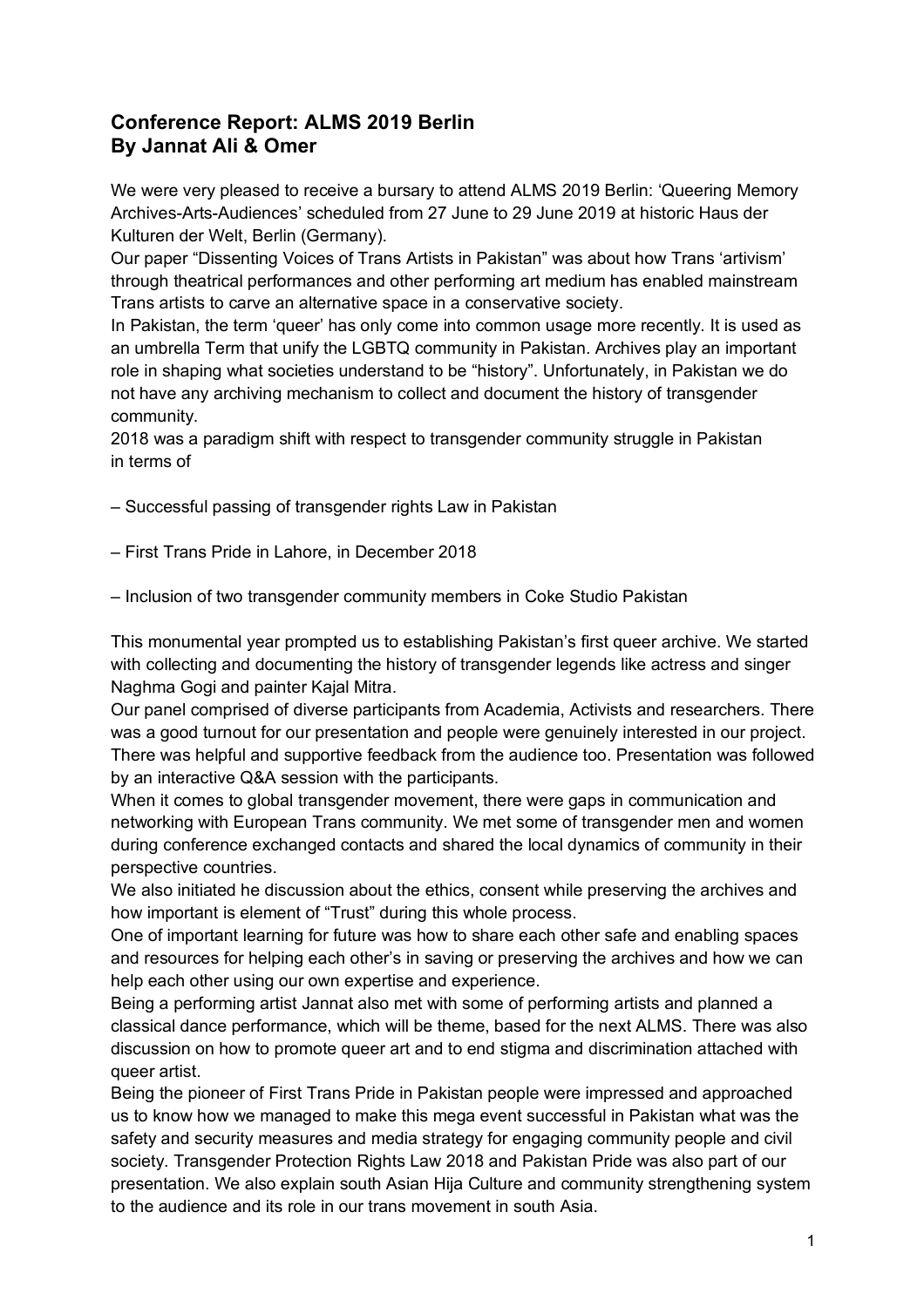# Conference Report: ALMS 2019 Berlin
# By Jannat Ali & Omer

We were very pleased to receive a bursary to attend ALMS 2019 Berlin: 'Queering Memory Archives-Arts-Audiences' scheduled from 27 June to 29 June 2019 at historic Haus der Kulturen der Welt, Berlin (Germany).

Our paper "Dissenting Voices of Trans Artists in Pakistan" was about how Trans 'artivism' through theatrical performances and other performing art medium has enabled mainstream Trans artists to carve an alternative space in a conservative society.

In Pakistan, the term 'queer' has only come into common usage more recently. It is used as an umbrella Term that unify the LGBTQ community in Pakistan. Archives play an important role in shaping what societies understand to be "history". Unfortunately, in Pakistan we do not have any archiving mechanism to collect and document the history of transgender community.

2018 was a paradigm shift with respect to transgender community struggle in Pakistan in terms of

– Successful passing of transgender rights Law in Pakistan

– First Trans Pride in Lahore, in December 2018

– Inclusion of two transgender community members in Coke Studio Pakistan

This monumental year prompted us to establishing Pakistan's first queer archive. We started with collecting and documenting the history of transgender legends like actress and singer Naghma Gogi and painter Kajal Mitra.

Our panel comprised of diverse participants from Academia, Activists and researchers. There was a good turnout for our presentation and people were genuinely interested in our project. There was helpful and supportive feedback from the audience too. Presentation was followed by an interactive Q&A session with the participants.

When it comes to global transgender movement, there were gaps in communication and networking with European Trans community. We met some of transgender men and women during conference exchanged contacts and shared the local dynamics of community in their perspective countries.

We also initiated he discussion about the ethics, consent while preserving the archives and how important is element of "Trust" during this whole process.

One of important learning for future was how to share each other safe and enabling spaces and resources for helping each other's in saving or preserving the archives and how we can help each other using our own expertise and experience.

Being a performing artist Jannat also met with some of performing artists and planned a classical dance performance, which will be theme, based for the next ALMS. There was also discussion on how to promote queer art and to end stigma and discrimination attached with queer artist.

Being the pioneer of First Trans Pride in Pakistan people were impressed and approached us to know how we managed to make this mega event successful in Pakistan what was the safety and security measures and media strategy for engaging community people and civil society. Transgender Protection Rights Law 2018 and Pakistan Pride was also part of our presentation. We also explain south Asian Hija Culture and community strengthening system to the audience and its role in our trans movement in south Asia.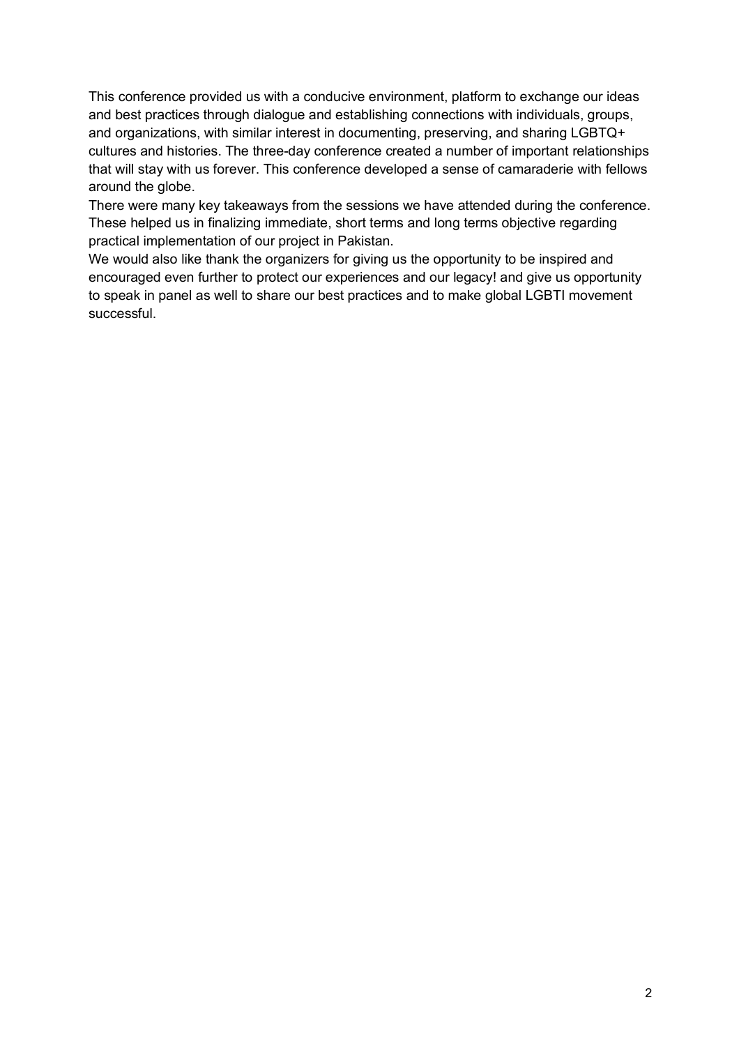This conference provided us with a conducive environment, platform to exchange our ideas and best practices through dialogue and establishing connections with individuals, groups, and organizations, with similar interest in documenting, preserving, and sharing LGBTQ+ cultures and histories. The three-day conference created a number of important relationships that will stay with us forever. This conference developed a sense of camaraderie with fellows around the globe.

There were many key takeaways from the sessions we have attended during the conference. These helped us in finalizing immediate, short terms and long terms objective regarding practical implementation of our project in Pakistan.

We would also like thank the organizers for giving us the opportunity to be inspired and encouraged even further to protect our experiences and our legacy! and give us opportunity to speak in panel as well to share our best practices and to make global LGBTI movement successful.